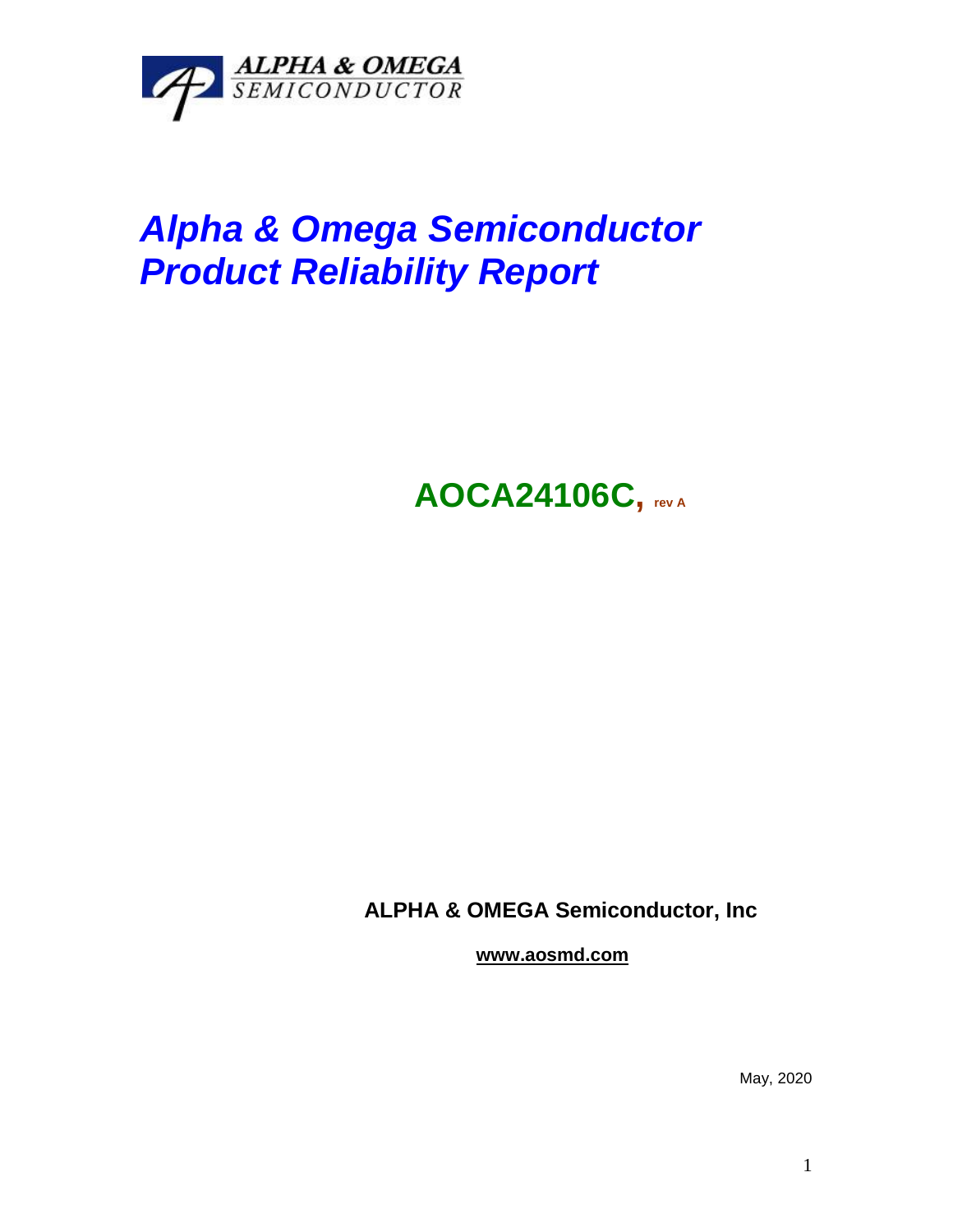ALPHA & OMEGA
SEMICONDUCTOR

# *Alpha & Omega Semiconductor Product Reliability Report*

## AOCA24106C, rev A

**ALPHA & OMEGA Semiconductor, Inc**

**www.aosmd.com**

May, 2020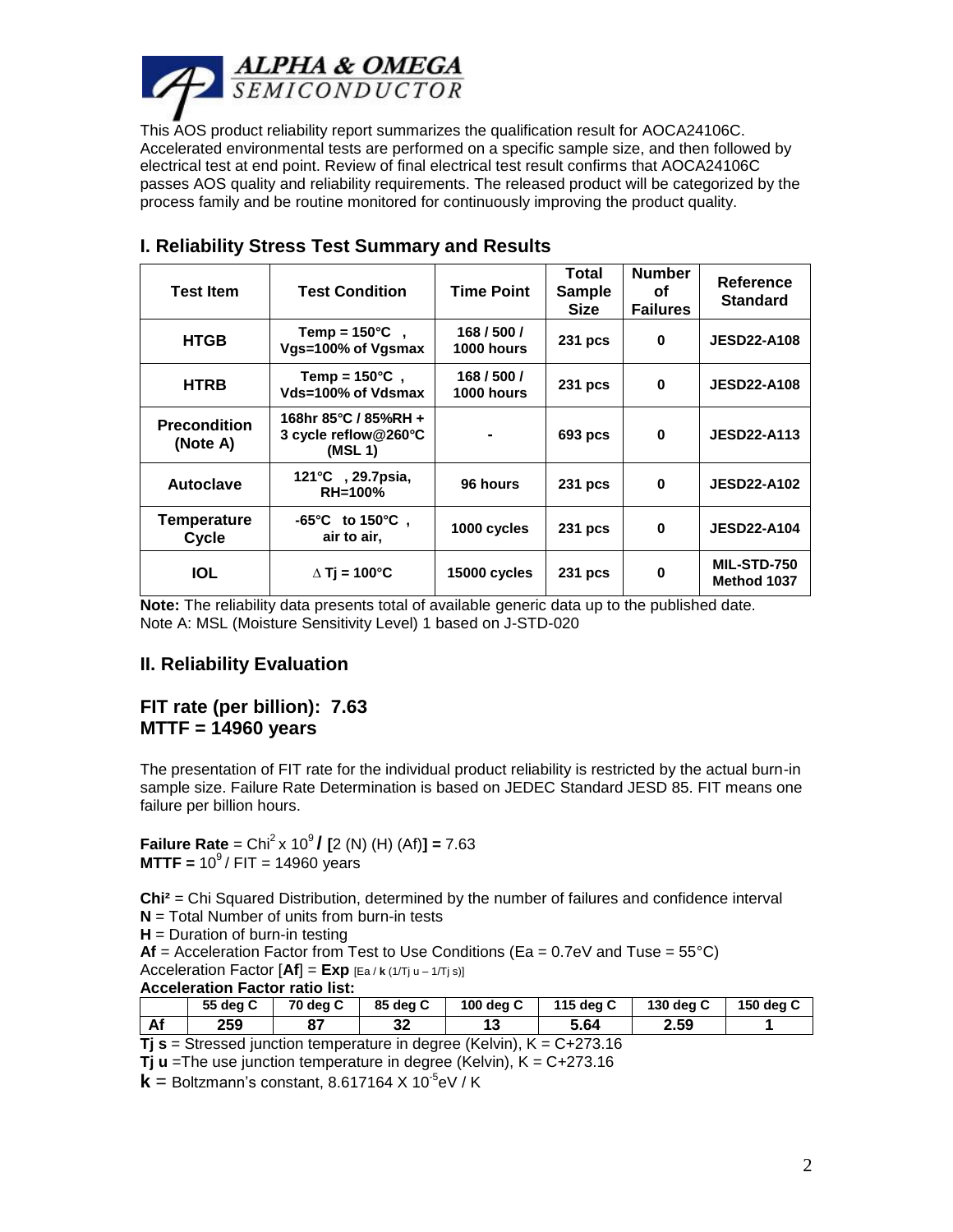This AOS product reliability report summarizes the qualification result for AOCA24106C. Accelerated environmental tests are performed on a specific sample size, and then followed by electrical test at end point. Review of final electrical test result confirms that AOCA24106C passes AOS quality and reliability requirements. The released product will be categorized by the process family and be routine monitored for continuously improving the product quality.

## I. Reliability Stress Test Summary and Results

| Test Item | Test Condition | Time Point | Total Sample Size | Number of Failures | Reference Standard |
|---|---|---|---|---|---|
| **HTGB** | **Temp = 150°C , Vgs=100% of Vgsmax** | **168 / 500 / 1000 hours** | **231 pcs** | **0** | **JESD22-A108** |
| **HTRB** | **Temp = 150°C , Vds=100% of Vdsmax** | **168 / 500 / 1000 hours** | **231 pcs** | **0** | **JESD22-A108** |
| **Precondition (Note A)** | **168hr 85°C / 85%RH + 3 cycle reflow@260°C (MSL 1)** | **-** | **693 pcs** | **0** | **JESD22-A113** |
| **Autoclave** | **121°C , 29.7psia, RH=100%** | **96 hours** | **231 pcs** | **0** | **JESD22-A102** |
| **Temperature Cycle** | **-65°C to 150°C , air to air,** | **1000 cycles** | **231 pcs** | **0** | **JESD22-A104** |
| **IOL** | **$\Delta$ Tj = 100°C** | **15000 cycles** | **231 pcs** | **0** | **MIL-STD-750 Method 1037** |

**Note:** The reliability data presents total of available generic data up to the published date.
Note A: MSL (Moisture Sensitivity Level) 1 based on J-STD-020

## II. Reliability Evaluation

### FIT rate (per billion): 7.63
### MTTF = 14960 years

The presentation of FIT rate for the individual product reliability is restricted by the actual burn-in sample size. Failure Rate Determination is based on JEDEC Standard JESD 85. FIT means one failure per billion hours.

**Failure Rate** = $\text{Chi}^2 \times 10^9$ **/ [**2 (N) (H) (Af)**] =** 7.63
**MTTF =** $10^9$ / FIT = 14960 years

**Chi²** = Chi Squared Distribution, determined by the number of failures and confidence interval
**N** = Total Number of units from burn-in tests
**H** = Duration of burn-in testing
**Af** = Acceleration Factor from Test to Use Conditions (Ea = 0.7eV and Tuse = 55°C)
Acceleration Factor [**Af**] = **Exp** [Ea / **k** (1/Tj u – 1/Tj s)]
**Acceleration Factor ratio list:**

| | 55 deg C | 70 deg C | 85 deg C | 100 deg C | 115 deg C | 130 deg C | 150 deg C |
|---|---|---|---|---|---|---|---|
| **Af** | **259** | **87** | **32** | **13** | **5.64** | **2.59** | **1** |

**Tj s** = Stressed junction temperature in degree (Kelvin), K = C+273.16
**Tj u** =The use junction temperature in degree (Kelvin), K = C+273.16
**k** = Boltzmann's constant, $8.617164 \times 10^{-5}$eV / K